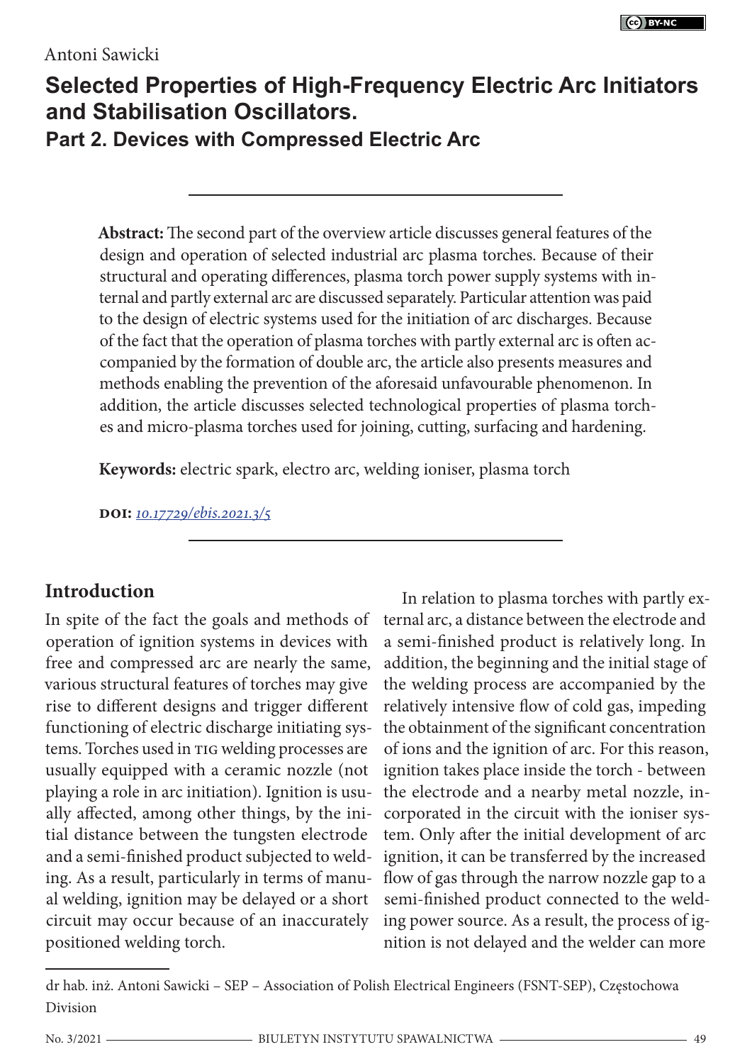Antoni Sawicki

# Selected Properties of High-Frequency Electric Arc Initiators and Stabilisation Oscillators.

## Part 2. Devices with Compressed Electric Arc

**Abstract:** The second part of the overview article discusses general features of the design and operation of selected industrial arc plasma torches. Because of their structural and operating differences, plasma torch power supply systems with internal and partly external arc are discussed separately. Particular attention was paid to the design of electric systems used for the initiation of arc discharges. Because of the fact that the operation of plasma torches with partly external arc is often accompanied by the formation of double arc, the article also presents measures and methods enabling the prevention of the aforesaid unfavourable phenomenon. In addition, the article discusses selected technological properties of plasma torches and micro-plasma torches used for joining, cutting, surfacing and hardening.

**Keywords:** electric spark, electro arc, welding ioniser, plasma torch

**DOI:** *10.17729/ebis.2021.3/5*

## Introduction

In spite of the fact the goals and methods of operation of ignition systems in devices with free and compressed arc are nearly the same, various structural features of torches may give rise to different designs and trigger different functioning of electric discharge initiating systems. Torches used in TIG welding processes are usually equipped with a ceramic nozzle (not playing a role in arc initiation). Ignition is usually affected, among other things, by the initial distance between the tungsten electrode and a semi-finished product subjected to welding. As a result, particularly in terms of manual welding, ignition may be delayed or a short circuit may occur because of an inaccurately positioned welding torch.

In relation to plasma torches with partly external arc, a distance between the electrode and a semi-finished product is relatively long. In addition, the beginning and the initial stage of the welding process are accompanied by the relatively intensive flow of cold gas, impeding the obtainment of the significant concentration of ions and the ignition of arc. For this reason, ignition takes place inside the torch - between the electrode and a nearby metal nozzle, incorporated in the circuit with the ioniser system. Only after the initial development of arc ignition, it can be transferred by the increased flow of gas through the narrow nozzle gap to a semi-finished product connected to the welding power source. As a result, the process of ignition is not delayed and the welder can more

dr hab. inż. Antoni Sawicki – SEP – Association of Polish Electrical Engineers (FSNT-SEP), Częstochowa Division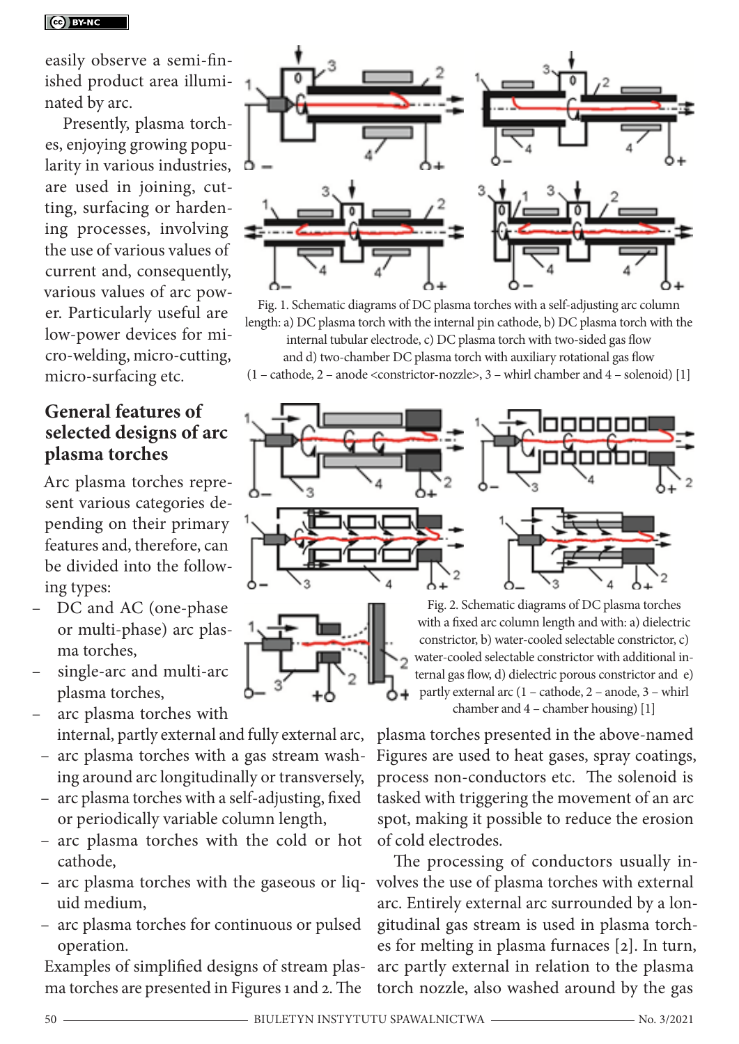easily observe a semi-finished product area illuminated by arc.

Presently, plasma torches, enjoying growing popularity in various industries, are used in joining, cutting, surfacing or hardening processes, involving the use of various values of current and, consequently, various values of arc power. Particularly useful are low-power devices for micro-welding, micro-cutting, micro-surfacing etc.

Fig. 1. Schematic diagrams of DC plasma torches with a self-adjusting arc column length: a) DC plasma torch with the internal pin cathode, b) DC plasma torch with the internal tubular electrode, c) DC plasma torch with two-sided gas flow and d) two-chamber DC plasma torch with auxiliary rotational gas flow (1 – cathode, 2 – anode <constrictor-nozzle>, 3 – whirl chamber and 4 – solenoid) [1]

## General features of selected designs of arc plasma torches

Arc plasma torches represent various categories depending on their primary features and, therefore, can be divided into the following types:

- DC and AC (one-phase or multi-phase) arc plasma torches,
- single-arc and multi-arc plasma torches,
- arc plasma torches with internal, partly external and fully external arc,
- arc plasma torches with a gas stream washing around arc longitudinally or transversely,
- arc plasma torches with a self-adjusting, fixed or periodically variable column length,
- arc plasma torches with the cold or hot cathode,
- arc plasma torches with the gaseous or liquid medium,
- arc plasma torches for continuous or pulsed operation.

Examples of simplified designs of stream plasma torches are presented in Figures 1 and 2. The plasma torches presented in the above-named Figures are used to heat gases, spray coatings, process non-conductors etc. The solenoid is tasked with triggering the movement of an arc spot, making it possible to reduce the erosion of cold electrodes.

Fig. 2. Schematic diagrams of DC plasma torches with a fixed arc column length and with: a) dielectric constrictor, b) water-cooled selectable constrictor, c) water-cooled selectable constrictor with additional internal gas flow, d) dielectric porous constrictor and e) partly external arc (1 – cathode, 2 – anode, 3 – whirl chamber and 4 – chamber housing) [1]

The processing of conductors usually involves the use of plasma torches with external arc. Entirely external arc surrounded by a longitudinal gas stream is used in plasma torches for melting in plasma furnaces [2]. In turn, arc partly external in relation to the plasma torch nozzle, also washed around by the gas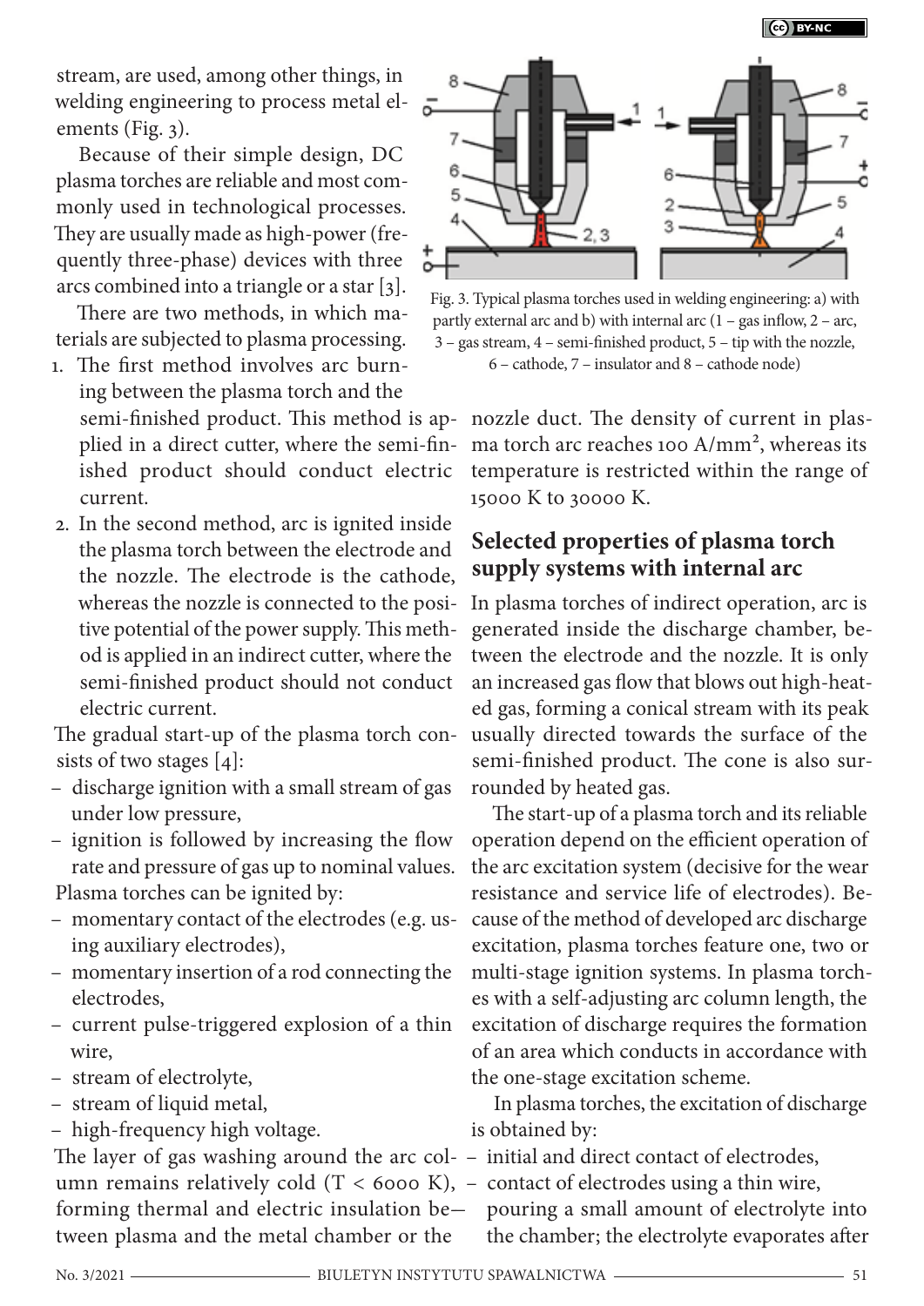stream, are used, among other things, in welding engineering to process metal elements (Fig. 3).

Because of their simple design, DC plasma torches are reliable and most commonly used in technological processes. They are usually made as high-power (frequently three-phase) devices with three arcs combined into a triangle or a star [3].

There are two methods, in which materials are subjected to plasma processing.

1. The first method involves arc burning between the plasma torch and the semi-finished product. This method is applied in a direct cutter, where the semi-finished product should conduct electric current.
2. In the second method, arc is ignited inside the plasma torch between the electrode and the nozzle. The electrode is the cathode, whereas the nozzle is connected to the positive potential of the power supply. This method is applied in an indirect cutter, where the semi-finished product should not conduct electric current.

The gradual start-up of the plasma torch consists of two stages [4]:

– discharge ignition with a small stream of gas under low pressure,
– ignition is followed by increasing the flow rate and pressure of gas up to nominal values.

Plasma torches can be ignited by:

– momentary contact of the electrodes (e.g. using auxiliary electrodes),
– momentary insertion of a rod connecting the electrodes,
– current pulse-triggered explosion of a thin wire,
– stream of electrolyte,
– stream of liquid metal,
– high-frequency high voltage.

The layer of gas washing around the arc column remains relatively cold ($T < 6000$ K), forming thermal and electric insulation between plasma and the metal chamber or the nozzle duct. The density of current in plasma torch arc reaches 100 A/mm², whereas its temperature is restricted within the range of 15000 K to 30000 K.

Fig. 3. Typical plasma torches used in welding engineering: a) with partly external arc and b) with internal arc (1 – gas inflow, 2 – arc, 3 – gas stream, 4 – semi-finished product, 5 – tip with the nozzle, 6 – cathode, 7 – insulator and 8 – cathode node)

## Selected properties of plasma torch supply systems with internal arc

In plasma torches of indirect operation, arc is generated inside the discharge chamber, between the electrode and the nozzle. It is only an increased gas flow that blows out high-heated gas, forming a conical stream with its peak usually directed towards the surface of the semi-finished product. The cone is also surrounded by heated gas.

The start-up of a plasma torch and its reliable operation depend on the efficient operation of the arc excitation system (decisive for the wear resistance and service life of electrodes). Because of the method of developed arc discharge excitation, plasma torches feature one, two or multi-stage ignition systems. In plasma torches with a self-adjusting arc column length, the excitation of discharge requires the formation of an area which conducts in accordance with the one-stage excitation scheme.

In plasma torches, the excitation of discharge is obtained by:

– initial and direct contact of electrodes,
– contact of electrodes using a thin wire,
– pouring a small amount of electrolyte into the chamber; the electrolyte evaporates after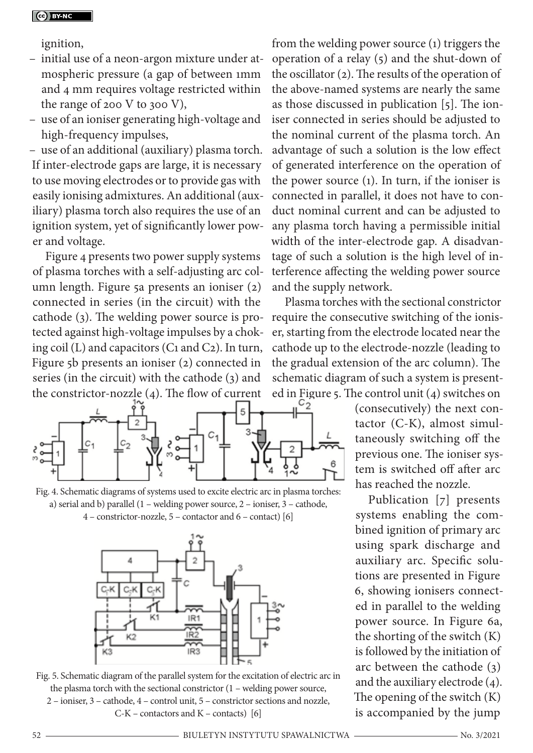ignition,

- initial use of a neon-argon mixture under atmospheric pressure (a gap of between 1mm and 4 mm requires voltage restricted within the range of 200 V to 300 V),
- use of an ioniser generating high-voltage and high-frequency impulses,
- use of an additional (auxiliary) plasma torch.

If inter-electrode gaps are large, it is necessary to use moving electrodes or to provide gas with easily ionising admixtures. An additional (auxiliary) plasma torch also requires the use of an ignition system, yet of significantly lower power and voltage.

Figure 4 presents two power supply systems of plasma torches with a self-adjusting arc column length. Figure 5a presents an ioniser (2) connected in series (in the circuit) with the cathode (3). The welding power source is protected against high-voltage impulses by a choking coil (L) and capacitors (C1 and C2). In turn, Figure 5b presents an ioniser (2) connected in series (in the circuit) with the cathode (3) and the constrictor-nozzle (4). The flow of current from the welding power source (1) triggers the operation of a relay (5) and the shut-down of the oscillator (2). The results of the operation of the above-named systems are nearly the same as those discussed in publication [5]. The ioniser connected in series should be adjusted to the nominal current of the plasma torch. An advantage of such a solution is the low effect of generated interference on the operation of the power source (1). In turn, if the ioniser is connected in parallel, it does not have to conduct nominal current and can be adjusted to any plasma torch having a permissible initial width of the inter-electrode gap. A disadvantage of such a solution is the high level of interference affecting the welding power source and the supply network.

Fig. 4. Schematic diagrams of systems used to excite electric arc in plasma torches: a) serial and b) parallel (1 – welding power source, 2 – ioniser, 3 – cathode, 4 – constrictor-nozzle, 5 – contactor and 6 – contact) [6]

Plasma torches with the sectional constrictor require the consecutive switching of the ioniser, starting from the electrode located near the cathode up to the electrode-nozzle (leading to the gradual extension of the arc column). The schematic diagram of such a system is presented in Figure 5. The control unit (4) switches on (consecutively) the next contactor (C-K), almost simultaneously switching off the previous one. The ioniser system is switched off after arc has reached the nozzle.

Fig. 5. Schematic diagram of the parallel system for the excitation of electric arc in the plasma torch with the sectional constrictor (1 – welding power source, 2 – ioniser, 3 – cathode, 4 – control unit, 5 – constrictor sections and nozzle, C-K – contactors and K – contacts) [6]

Publication [7] presents systems enabling the combined ignition of primary arc using spark discharge and auxiliary arc. Specific solutions are presented in Figure 6, showing ionisers connected in parallel to the welding power source. In Figure 6a, the shorting of the switch (K) is followed by the initiation of arc between the cathode (3) and the auxiliary electrode (4). The opening of the switch (K) is accompanied by the jump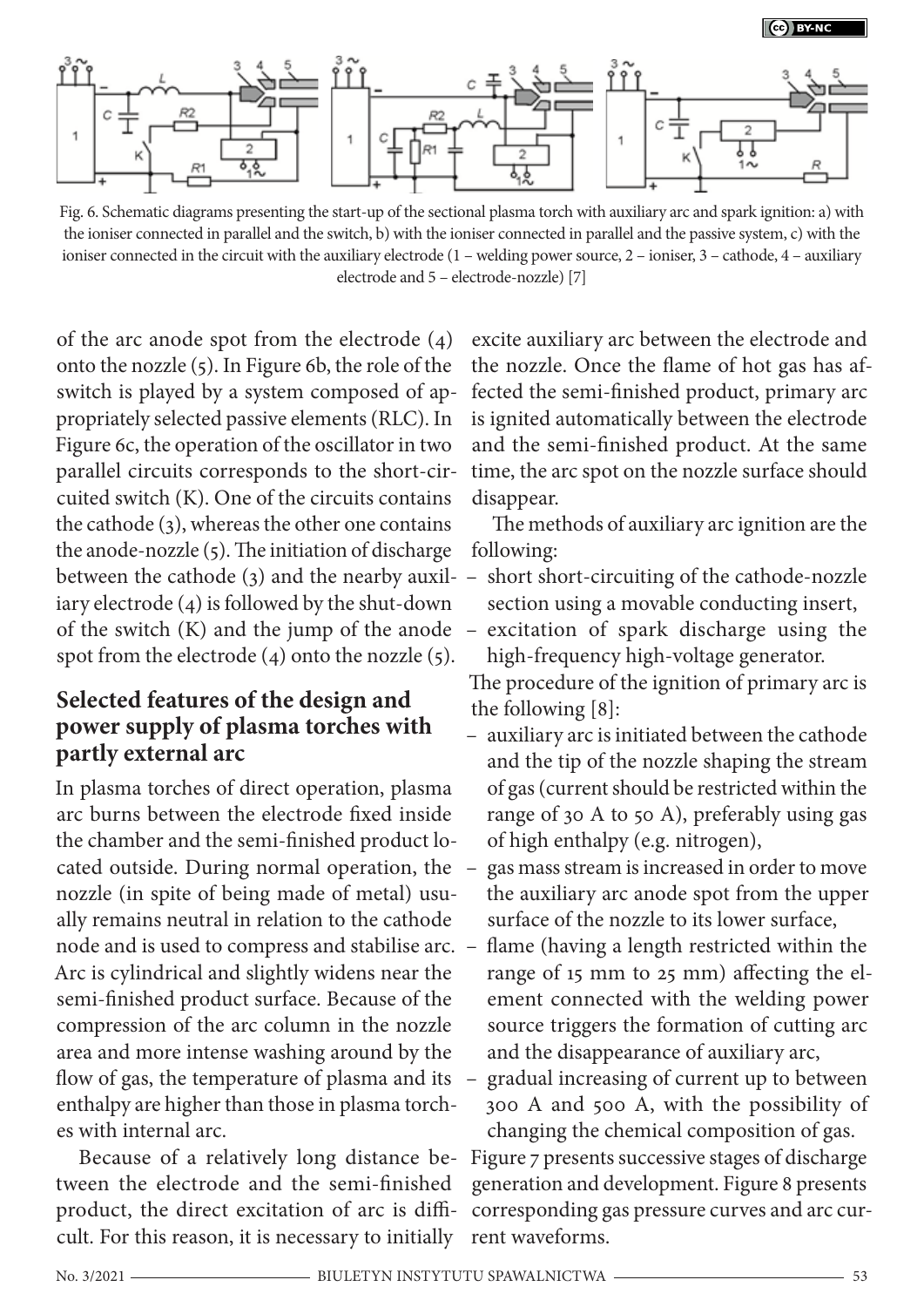Fig. 6. Schematic diagrams presenting the start-up of the sectional plasma torch with auxiliary arc and spark ignition: a) with the ioniser connected in parallel and the switch, b) with the ioniser connected in parallel and the passive system, c) with the ioniser connected in the circuit with the auxiliary electrode (1 – welding power source, 2 – ioniser, 3 – cathode, 4 – auxiliary electrode and 5 – electrode-nozzle) [7]

of the arc anode spot from the electrode (4) onto the nozzle (5). In Figure 6b, the role of the switch is played by a system composed of appropriately selected passive elements (RLC). In Figure 6c, the operation of the oscillator in two parallel circuits corresponds to the short-circuited switch (K). One of the circuits contains the cathode (3), whereas the other one contains the anode-nozzle (5). The initiation of discharge between the cathode (3) and the nearby auxiliary electrode (4) is followed by the shut-down of the switch (K) and the jump of the anode spot from the electrode (4) onto the nozzle (5).

## Selected features of the design and power supply of plasma torches with partly external arc

In plasma torches of direct operation, plasma arc burns between the electrode fixed inside the chamber and the semi-finished product located outside. During normal operation, the nozzle (in spite of being made of metal) usually remains neutral in relation to the cathode node and is used to compress and stabilise arc. Arc is cylindrical and slightly widens near the semi-finished product surface. Because of the compression of the arc column in the nozzle area and more intense washing around by the flow of gas, the temperature of plasma and its enthalpy are higher than those in plasma torches with internal arc.

Because of a relatively long distance between the electrode and the semi-finished product, the direct excitation of arc is difficult. For this reason, it is necessary to initially excite auxiliary arc between the electrode and the nozzle. Once the flame of hot gas has affected the semi-finished product, primary arc is ignited automatically between the electrode and the semi-finished product. At the same time, the arc spot on the nozzle surface should disappear.

The methods of auxiliary arc ignition are the following:

- short short-circuiting of the cathode-nozzle section using a movable conducting insert,
- excitation of spark discharge using the high-frequency high-voltage generator.

The procedure of the ignition of primary arc is the following [8]:

- auxiliary arc is initiated between the cathode and the tip of the nozzle shaping the stream of gas (current should be restricted within the range of 30 A to 50 A), preferably using gas of high enthalpy (e.g. nitrogen),
- gas mass stream is increased in order to move the auxiliary arc anode spot from the upper surface of the nozzle to its lower surface,
- flame (having a length restricted within the range of 15 mm to 25 mm) affecting the element connected with the welding power source triggers the formation of cutting arc and the disappearance of auxiliary arc,
- gradual increasing of current up to between 300 A and 500 A, with the possibility of changing the chemical composition of gas.

Figure 7 presents successive stages of discharge generation and development. Figure 8 presents corresponding gas pressure curves and arc current waveforms.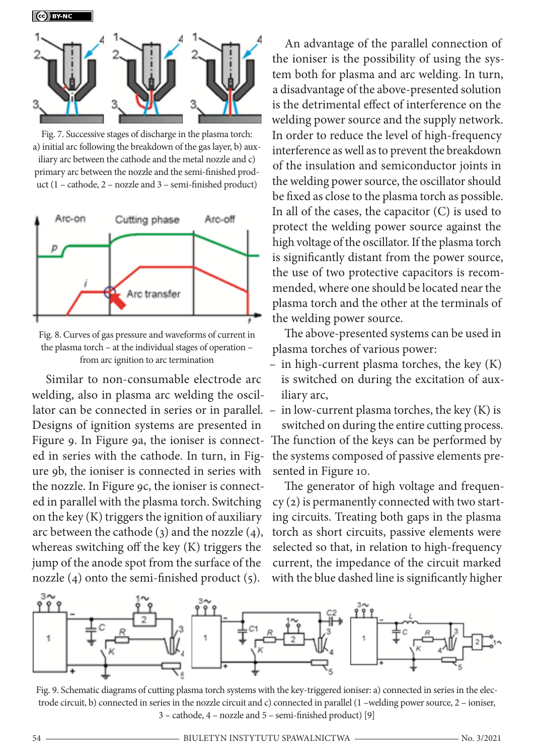Fig. 7. Successive stages of discharge in the plasma torch: a) initial arc following the breakdown of the gas layer, b) auxiliary arc between the cathode and the metal nozzle and c) primary arc between the nozzle and the semi-finished product (1 – cathode, 2 – nozzle and 3 – semi-finished product)

Fig. 8. Curves of gas pressure and waveforms of current in the plasma torch – at the individual stages of operation – from arc ignition to arc termination

Similar to non-consumable electrode arc welding, also in plasma arc welding the oscillator can be connected in series or in parallel. Designs of ignition systems are presented in Figure 9. In Figure 9a, the ioniser is connected in series with the cathode. In turn, in Figure 9b, the ioniser is connected in series with the nozzle. In Figure 9c, the ioniser is connected in parallel with the plasma torch. Switching on the key (K) triggers the ignition of auxiliary arc between the cathode (3) and the nozzle (4), whereas switching off the key (K) triggers the jump of the anode spot from the surface of the nozzle (4) onto the semi-finished product (5).

An advantage of the parallel connection of the ioniser is the possibility of using the system both for plasma and arc welding. In turn, a disadvantage of the above-presented solution is the detrimental effect of interference on the welding power source and the supply network. In order to reduce the level of high-frequency interference as well as to prevent the breakdown of the insulation and semiconductor joints in the welding power source, the oscillator should be fixed as close to the plasma torch as possible. In all of the cases, the capacitor (C) is used to protect the welding power source against the high voltage of the oscillator. If the plasma torch is significantly distant from the power source, the use of two protective capacitors is recommended, where one should be located near the plasma torch and the other at the terminals of the welding power source.

The above-presented systems can be used in plasma torches of various power:

- in high-current plasma torches, the key (K) is switched on during the excitation of auxiliary arc,
- in low-current plasma torches, the key (K) is switched on during the entire cutting process.

The function of the keys can be performed by the systems composed of passive elements presented in Figure 10.

The generator of high voltage and frequency (2) is permanently connected with two starting circuits. Treating both gaps in the plasma torch as short circuits, passive elements were selected so that, in relation to high-frequency current, the impedance of the circuit marked with the blue dashed line is significantly higher

Fig. 9. Schematic diagrams of cutting plasma torch systems with the key-triggered ioniser: a) connected in series in the electrode circuit, b) connected in series in the nozzle circuit and c) connected in parallel (1 –welding power source, 2 – ioniser, 3 – cathode, 4 – nozzle and 5 – semi-finished product) [9]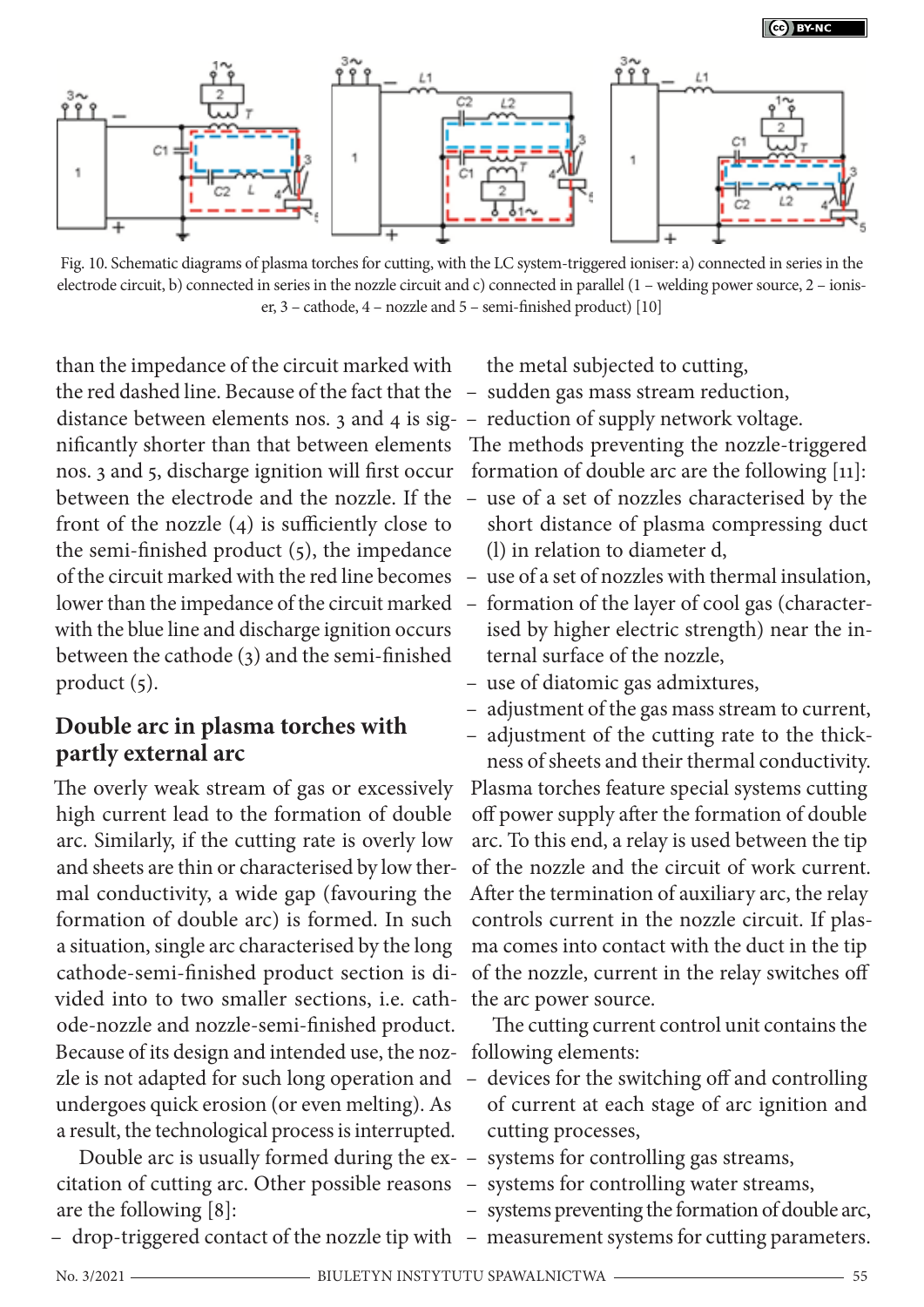Fig. 10. Schematic diagrams of plasma torches for cutting, with the LC system-triggered ioniser: a) connected in series in the electrode circuit, b) connected in series in the nozzle circuit and c) connected in parallel (1 – welding power source, 2 – ioniser, 3 – cathode, 4 – nozzle and 5 – semi-finished product) [10]

than the impedance of the circuit marked with the red dashed line. Because of the fact that the distance between elements nos. 3 and 4 is significantly shorter than that between elements nos. 3 and 5, discharge ignition will first occur between the electrode and the nozzle. If the front of the nozzle (4) is sufficiently close to the semi-finished product (5), the impedance of the circuit marked with the red line becomes lower than the impedance of the circuit marked with the blue line and discharge ignition occurs between the cathode (3) and the semi-finished product (5).

## Double arc in plasma torches with partly external arc

The overly weak stream of gas or excessively high current lead to the formation of double arc. Similarly, if the cutting rate is overly low and sheets are thin or characterised by low thermal conductivity, a wide gap (favouring the formation of double arc) is formed. In such a situation, single arc characterised by the long cathode-semi-finished product section is divided into to two smaller sections, i.e. cathode-nozzle and nozzle-semi-finished product. Because of its design and intended use, the nozzle is not adapted for such long operation and undergoes quick erosion (or even melting). As a result, the technological process is interrupted.

Double arc is usually formed during the excitation of cutting arc. Other possible reasons are the following [8]:

- drop-triggered contact of the nozzle tip with the metal subjected to cutting,
- sudden gas mass stream reduction,
- reduction of supply network voltage.

The methods preventing the nozzle-triggered formation of double arc are the following [11]:

- use of a set of nozzles characterised by the short distance of plasma compressing duct (l) in relation to diameter d,
- use of a set of nozzles with thermal insulation,
- formation of the layer of cool gas (characterised by higher electric strength) near the internal surface of the nozzle,
- use of diatomic gas admixtures,
- adjustment of the gas mass stream to current,
- adjustment of the cutting rate to the thickness of sheets and their thermal conductivity.

Plasma torches feature special systems cutting off power supply after the formation of double arc. To this end, a relay is used between the tip of the nozzle and the circuit of work current. After the termination of auxiliary arc, the relay controls current in the nozzle circuit. If plasma comes into contact with the duct in the tip of the nozzle, current in the relay switches off the arc power source.

The cutting current control unit contains the following elements:

- devices for the switching off and controlling of current at each stage of arc ignition and cutting processes,
- systems for controlling gas streams,
- systems for controlling water streams,
- systems preventing the formation of double arc,
- measurement systems for cutting parameters.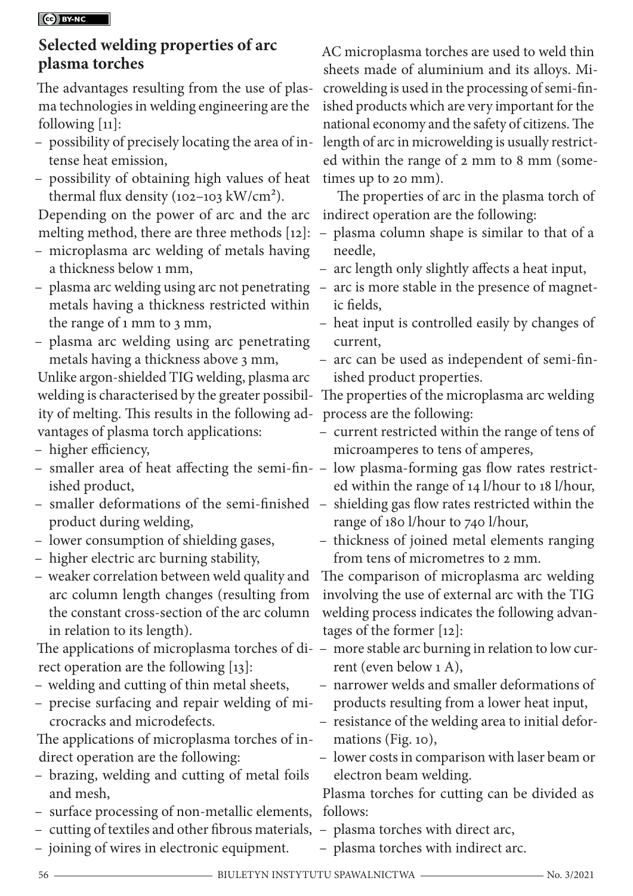## Selected welding properties of arc plasma torches

The advantages resulting from the use of plasma technologies in welding engineering are the following [11]:

- possibility of precisely locating the area of intense heat emission,
- possibility of obtaining high values of heat thermal flux density (102–103 kW/cm²).

Depending on the power of arc and the arc melting method, there are three methods [12]:

- microplasma arc welding of metals having a thickness below 1 mm,
- plasma arc welding using arc not penetrating metals having a thickness restricted within the range of 1 mm to 3 mm,
- plasma arc welding using arc penetrating metals having a thickness above 3 mm,

Unlike argon-shielded TIG welding, plasma arc welding is characterised by the greater possibility of melting. This results in the following advantages of plasma torch applications:

- higher efficiency,
- smaller area of heat affecting the semi-finished product,
- smaller deformations of the semi-finished product during welding,
- lower consumption of shielding gases,
- higher electric arc burning stability,
- weaker correlation between weld quality and arc column length changes (resulting from the constant cross-section of the arc column in relation to its length).

The applications of microplasma torches of direct operation are the following [13]:

- welding and cutting of thin metal sheets,
- precise surfacing and repair welding of microcracks and microdefects.

The applications of microplasma torches of indirect operation are the following:

- brazing, welding and cutting of metal foils and mesh,
- surface processing of non-metallic elements,
- cutting of textiles and other fibrous materials,
- joining of wires in electronic equipment.

AC microplasma torches are used to weld thin sheets made of aluminium and its alloys. Microwelding is used in the processing of semi-finished products which are very important for the national economy and the safety of citizens. The length of arc in microwelding is usually restricted within the range of 2 mm to 8 mm (sometimes up to 20 mm).

The properties of arc in the plasma torch of indirect operation are the following:

- plasma column shape is similar to that of a needle,
- arc length only slightly affects a heat input,
- arc is more stable in the presence of magnetic fields,
- heat input is controlled easily by changes of current,
- arc can be used as independent of semi-finished product properties.

The properties of the microplasma arc welding process are the following:

- current restricted within the range of tens of microamperes to tens of amperes,
- low plasma-forming gas flow rates restricted within the range of 14 l/hour to 18 l/hour,
- shielding gas flow rates restricted within the range of 180 l/hour to 740 l/hour,
- thickness of joined metal elements ranging from tens of micrometres to 2 mm.

The comparison of microplasma arc welding involving the use of external arc with the TIG welding process indicates the following advantages of the former [12]:

- more stable arc burning in relation to low current (even below 1 A),
- narrower welds and smaller deformations of products resulting from a lower heat input,
- resistance of the welding area to initial deformations (Fig. 10),
- lower costs in comparison with laser beam or electron beam welding.

Plasma torches for cutting can be divided as follows:

- plasma torches with direct arc,
- plasma torches with indirect arc.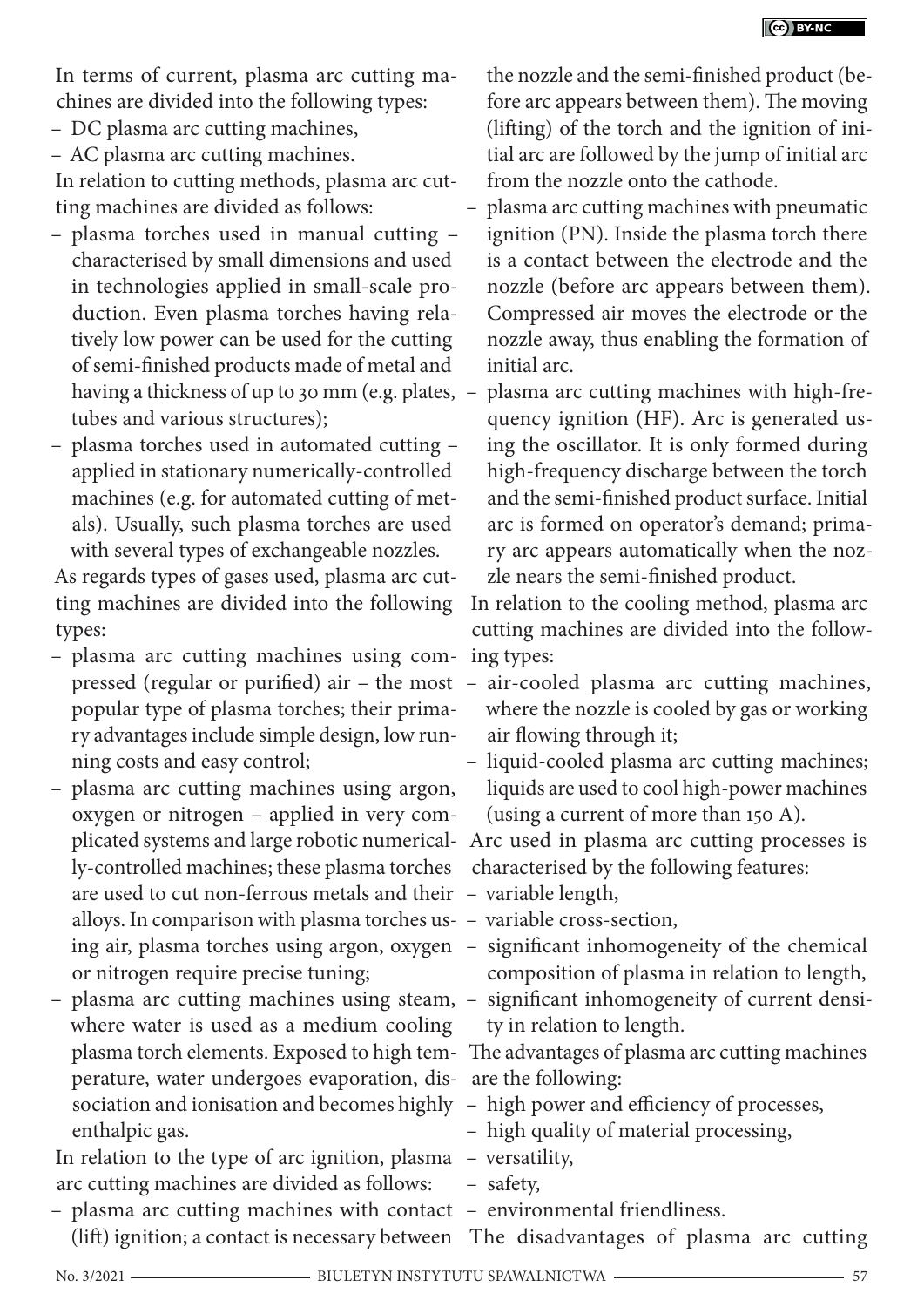In terms of current, plasma arc cutting machines are divided into the following types:

- DC plasma arc cutting machines,
- AC plasma arc cutting machines.

In relation to cutting methods, plasma arc cutting machines are divided as follows:

- plasma torches used in manual cutting – characterised by small dimensions and used in technologies applied in small-scale production. Even plasma torches having relatively low power can be used for the cutting of semi-finished products made of metal and having a thickness of up to 30 mm (e.g. plates, tubes and various structures);
- plasma torches used in automated cutting – applied in stationary numerically-controlled machines (e.g. for automated cutting of metals). Usually, such plasma torches are used with several types of exchangeable nozzles.

As regards types of gases used, plasma arc cutting machines are divided into the following types:

- plasma arc cutting machines using compressed (regular or purified) air – the most popular type of plasma torches; their primary advantages include simple design, low running costs and easy control;
- plasma arc cutting machines using argon, oxygen or nitrogen – applied in very complicated systems and large robotic numerically-controlled machines; these plasma torches are used to cut non-ferrous metals and their alloys. In comparison with plasma torches using air, plasma torches using argon, oxygen or nitrogen require precise tuning;
- plasma arc cutting machines using steam, where water is used as a medium cooling plasma torch elements. Exposed to high temperature, water undergoes evaporation, dissociation and ionisation and becomes highly enthalpic gas.

In relation to the type of arc ignition, plasma arc cutting machines are divided as follows:

- plasma arc cutting machines with contact (lift) ignition; a contact is necessary between the nozzle and the semi-finished product (before arc appears between them). The moving (lifting) of the torch and the ignition of initial arc are followed by the jump of initial arc from the nozzle onto the cathode.
- plasma arc cutting machines with pneumatic ignition (PN). Inside the plasma torch there is a contact between the electrode and the nozzle (before arc appears between them). Compressed air moves the electrode or the nozzle away, thus enabling the formation of initial arc.
- plasma arc cutting machines with high-frequency ignition (HF). Arc is generated using the oscillator. It is only formed during high-frequency discharge between the torch and the semi-finished product surface. Initial arc is formed on operator's demand; primary arc appears automatically when the nozzle nears the semi-finished product.

In relation to the cooling method, plasma arc cutting machines are divided into the following types:

- air-cooled plasma arc cutting machines, where the nozzle is cooled by gas or working air flowing through it;
- liquid-cooled plasma arc cutting machines; liquids are used to cool high-power machines (using a current of more than 150 A).

Arc used in plasma arc cutting processes is characterised by the following features:

- variable length,
- variable cross-section,
- significant inhomogeneity of the chemical composition of plasma in relation to length,
- significant inhomogeneity of current density in relation to length.

The advantages of plasma arc cutting machines are the following:

- high power and efficiency of processes,
- high quality of material processing,
- versatility,
- safety,
- environmental friendliness.

The disadvantages of plasma arc cutting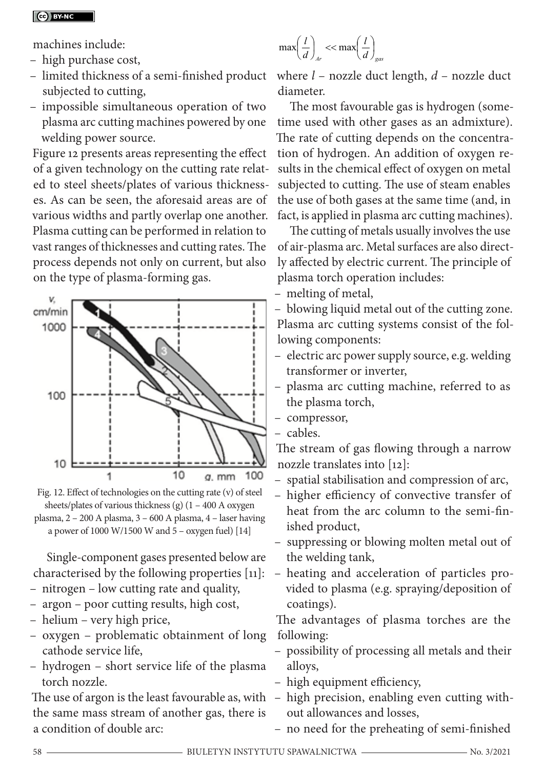machines include:

- high purchase cost,
- limited thickness of a semi-finished product subjected to cutting,
- impossible simultaneous operation of two plasma arc cutting machines powered by one welding power source.

Figure 12 presents areas representing the effect of a given technology on the cutting rate related to steel sheets/plates of various thicknesses. As can be seen, the aforesaid areas are of various widths and partly overlap one another. Plasma cutting can be performed in relation to vast ranges of thicknesses and cutting rates. The process depends not only on current, but also on the type of plasma-forming gas.

Fig. 12. Effect of technologies on the cutting rate (v) of steel sheets/plates of various thickness (g) (1 – 400 A oxygen plasma, 2 – 200 A plasma, 3 – 600 A plasma, 4 – laser having a power of 1000 W/1500 W and 5 – oxygen fuel) [14]

Single-component gases presented below are characterised by the following properties [11]:

- nitrogen – low cutting rate and quality,
- argon – poor cutting results, high cost,
- helium – very high price,
- oxygen – problematic obtainment of long cathode service life,
- hydrogen – short service life of the plasma torch nozzle.

The use of argon is the least favourable as, with the same mass stream of another gas, there is a condition of double arc:

$$\max\left(\frac{l}{d}\right)_{Ar} << \max\left(\frac{l}{d}\right)_{gas}$$

where $l$ – nozzle duct length, $d$ – nozzle duct diameter.

The most favourable gas is hydrogen (sometime used with other gases as an admixture). The rate of cutting depends on the concentration of hydrogen. An addition of oxygen results in the chemical effect of oxygen on metal subjected to cutting. The use of steam enables the use of both gases at the same time (and, in fact, is applied in plasma arc cutting machines).

The cutting of metals usually involves the use of air-plasma arc. Metal surfaces are also directly affected by electric current. The principle of plasma torch operation includes:

- melting of metal,
- blowing liquid metal out of the cutting zone.

Plasma arc cutting systems consist of the following components:

- electric arc power supply source, e.g. welding transformer or inverter,
- plasma arc cutting machine, referred to as the plasma torch,
- compressor,
- cables.

The stream of gas flowing through a narrow nozzle translates into [12]:

- spatial stabilisation and compression of arc,
- higher efficiency of convective transfer of heat from the arc column to the semi-finished product,
- suppressing or blowing molten metal out of the welding tank,
- heating and acceleration of particles provided to plasma (e.g. spraying/deposition of coatings).

The advantages of plasma torches are the following:

- possibility of processing all metals and their alloys,
- high equipment efficiency,
- high precision, enabling even cutting without allowances and losses,
- no need for the preheating of semi-finished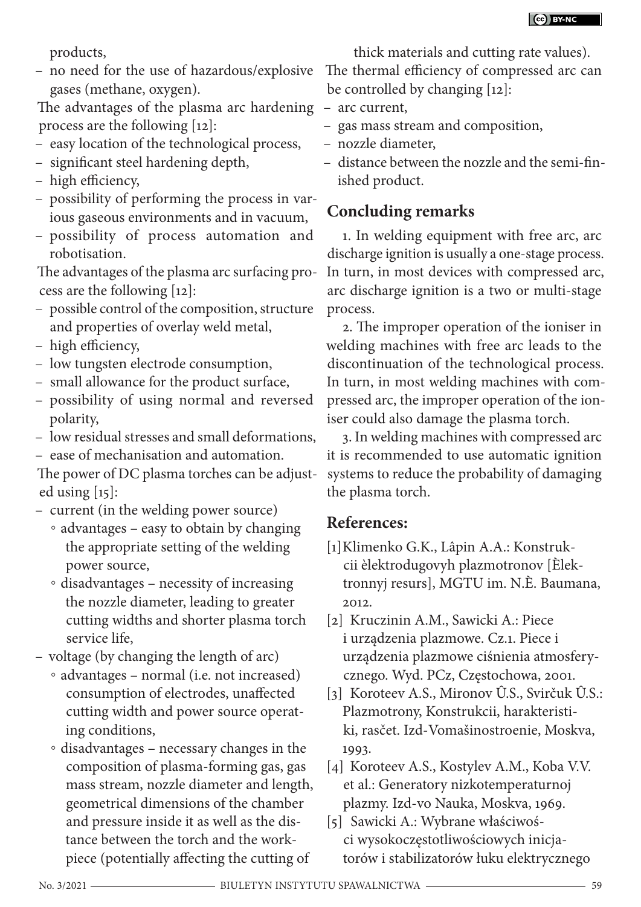products,
- no need for the use of hazardous/explosive gases (methane, oxygen).

The advantages of the plasma arc hardening process are the following [12]:
- easy location of the technological process,
- significant steel hardening depth,
- high efficiency,
- possibility of performing the process in various gaseous environments and in vacuum,
- possibility of process automation and robotisation.

The advantages of the plasma arc surfacing process are the following [12]:
- possible control of the composition, structure and properties of overlay weld metal,
- high efficiency,
- low tungsten electrode consumption,
- small allowance for the product surface,
- possibility of using normal and reversed polarity,
- low residual stresses and small deformations,
- ease of mechanisation and automation.

The power of DC plasma torches can be adjusted using [15]:
- current (in the welding power source)
  - advantages – easy to obtain by changing the appropriate setting of the welding power source,
  - disadvantages – necessity of increasing the nozzle diameter, leading to greater cutting widths and shorter plasma torch service life,
- voltage (by changing the length of arc)
  - advantages – normal (i.e. not increased) consumption of electrodes, unaffected cutting width and power source operating conditions,
  - disadvantages – necessary changes in the composition of plasma-forming gas, gas mass stream, nozzle diameter and length, geometrical dimensions of the chamber and pressure inside it as well as the distance between the torch and the workpiece (potentially affecting the cutting of thick materials and cutting rate values).

The thermal efficiency of compressed arc can be controlled by changing [12]:
- arc current,
- gas mass stream and composition,
- nozzle diameter,
- distance between the nozzle and the semi-finished product.

## Concluding remarks

1. In welding equipment with free arc, arc discharge ignition is usually a one-stage process. In turn, in most devices with compressed arc, arc discharge ignition is a two or multi-stage process.

2. The improper operation of the ioniser in welding machines with free arc leads to the discontinuation of the technological process. In turn, in most welding machines with compressed arc, the improper operation of the ioniser could also damage the plasma torch.

3. In welding machines with compressed arc it is recommended to use automatic ignition systems to reduce the probability of damaging the plasma torch.

## References:

[1] Klimenko G.K., Lâpin A.A.: Konstrukcii èlektrodugovyh plazmotronov [Èlektronnyj resurs], MGTU im. N.È. Baumana, 2012.

[2] Kruczinin A.M., Sawicki A.: Piece i urządzenia plazmowe. Cz.1. Piece i urządzenia plazmowe ciśnienia atmosferycznego. Wyd. PCz, Częstochowa, 2001.

[3] Koroteev A.S., Mironov Û.S., Svirčuk Û.S.: Plazmotrony, Konstrukcii, harakteristiki, rasčet. Izd-Vomašinostroenie, Moskva, 1993.

[4] Koroteev A.S., Kostylev A.M., Koba V.V. et al.: Generatory nizkotemperaturnoj plazmy. Izd-vo Nauka, Moskva, 1969.

[5] Sawicki A.: Wybrane właściwości wysokoczęstotliwościowych inicjatorów i stabilizatorów łuku elektrycznego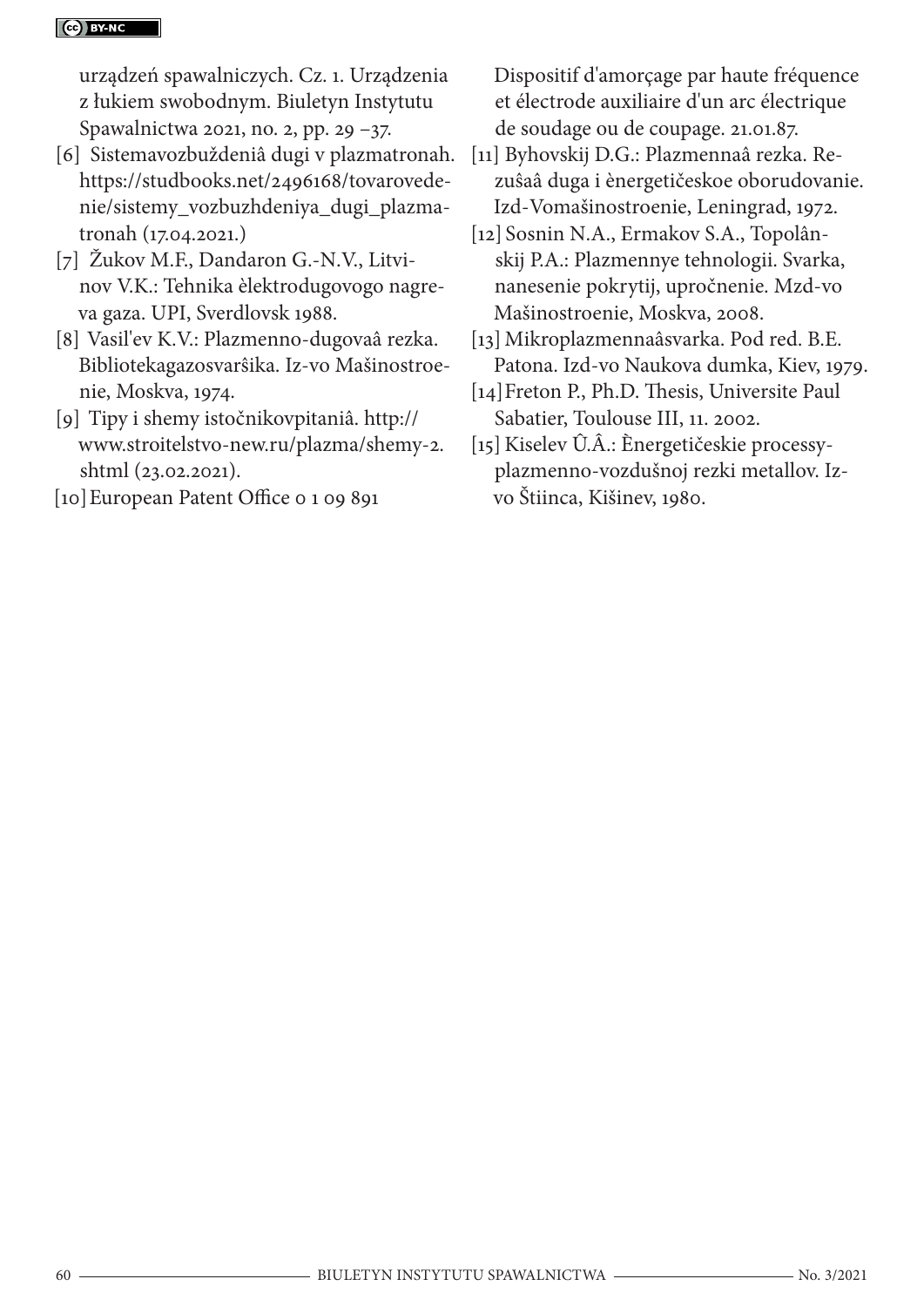urządzeń spawalniczych. Cz. 1. Urządzenia z łukiem swobodnym. Biuletyn Instytutu Spawalnictwa 2021, no. 2, pp. 29 –37.

[6] Sistemavozbuždeniâ dugi v plazmatronah. https://studbooks.net/2496168/tovarovedenie/sistemy_vozbuzhdeniya_dugi_plazmatronah (17.04.2021.)

[7] Žukov M.F., Dandaron G.-N.V., Litvinov V.K.: Tehnika èlektrodugovogo nagreva gaza. UPI, Sverdlovsk 1988.

[8] Vasil'ev K.V.: Plazmenno-dugovaâ rezka. Bibliotekagazosvarŝika. Iz-vo Mašinostroenie, Moskva, 1974.

[9] Tipy i shemy istočnikovpitaniâ. http://www.stroitelstvo-new.ru/plazma/shemy-2.shtml (23.02.2021).

[10] European Patent Office 0 1 09 891 Dispositif d'amorçage par haute fréquence et électrode auxiliaire d'un arc électrique de soudage ou de coupage. 21.01.87.

[11] Byhovskij D.G.: Plazmennaâ rezka. Rezuŝaâ duga i ènergetičeskoe oborudovanie. Izd-Vomašinostroenie, Leningrad, 1972.

[12] Sosnin N.A., Ermakov S.A., Topolânskij P.A.: Plazmennye tehnologii. Svarka, nanesenie pokrytij, upročnenie. Mzd-vo Mašinostroenie, Moskva, 2008.

[13] Mikroplazmennaâsvarka. Pod red. B.E. Patona. Izd-vo Naukova dumka, Kiev, 1979.

[14] Freton P., Ph.D. Thesis, Universite Paul Sabatier, Toulouse III, 11. 2002.

[15] Kiselev Û.Â.: Ènergetičeskie processyplazmenno-vozdušnoj rezki metallov. Izvo Štiinca, Kišinev, 1980.